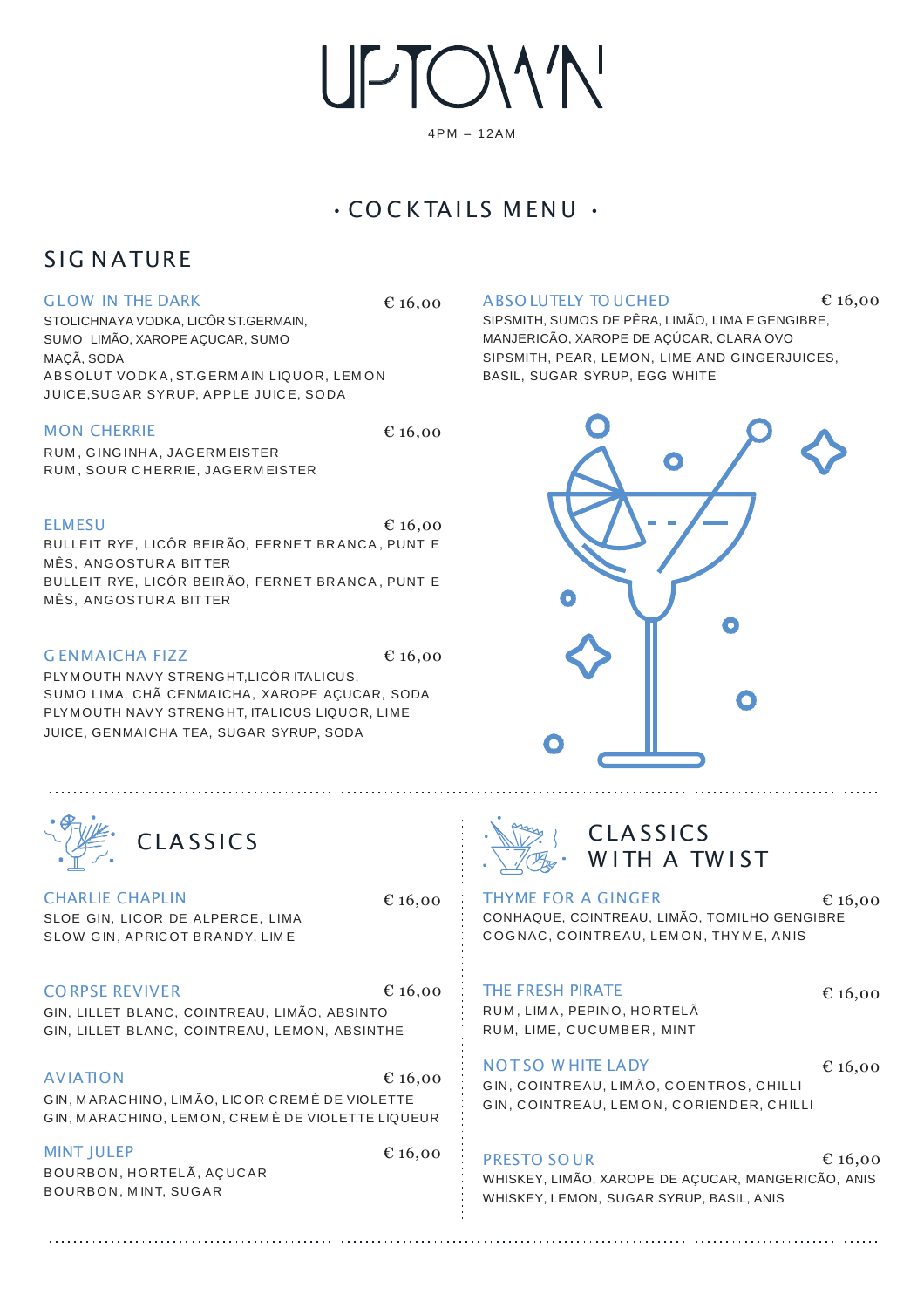# UPTOWN

4PM – 12AM

## · COCKTAILS MENU ·

## SIGNATURE

### GLOW IN THE DARK — € 16,00

STOLICHNAYA VODKA, LICÔR ST.GERMAIN, SUMO LIMÃO, XAROPE AÇUCAR, SUMO MAÇÃ, SODA
ABSOLUT VODKA, ST.GERMAIN LIQUOR, LEMON JUICE,SUGAR SYRUP, APPLE JUICE, SODA

### MON CHERRIE — € 16,00

RUM, GINGINHA, JAGERMEISTER
RUM, SOUR CHERRIE, JAGERMEISTER

### ELMESU — € 16,00

BULLEIT RYE, LICÔR BEIRÃO, FERNET BRANCA, PUNT E MÊS, ANGOSTURA BITTER
BULLEIT RYE, LICÔR BEIRÃO, FERNET BRANCA, PUNT E MÊS, ANGOSTURA BITTER

### GENMAICHA FIZZ — € 16,00

PLYMOUTH NAVY STRENGHT,LICÔR ITALICUS, SUMO LIMA, CHÃ CENMAICHA, XAROPE AÇUCAR, SODA
PLYMOUTH NAVY STRENGHT, ITALICUS LIQUOR, LIME JUICE, GENMAICHA TEA, SUGAR SYRUP, SODA

### ABSOLUTELY TOUCHED — € 16,00

SIPSMITH, SUMOS DE PÊRA, LIMÃO, LIMA E GENGIBRE, MANJERICÃO, XAROPE DE AÇÚCAR, CLARA OVO
SIPSMITH, PEAR, LEMON, LIME AND GINGERJUICES, BASIL, SUGAR SYRUP, EGG WHITE

## CLASSICS

### CHARLIE CHAPLIN — € 16,00

SLOE GIN, LICOR DE ALPERCE, LIMA
SLOW GIN, APRICOT BRANDY, LIME

### CORPSE REVIVER — € 16,00

GIN, LILLET BLANC, COINTREAU, LIMÃO, ABSINTO
GIN, LILLET BLANC, COINTREAU, LEMON, ABSINTHE

### AVIATION — € 16,00

GIN, MARACHINO, LIMÃO, LICOR CREMÈ DE VIOLETTE
GIN, MARACHINO, LEMON, CREMÈ DE VIOLETTE LIQUEUR

### MINT JULEP — € 16,00

BOURBON, HORTELÃ, AÇUCAR
BOURBON, MINT, SUGAR

## CLASSICS WITH A TWIST

### THYME FOR A GINGER — € 16,00

CONHAQUE, COINTREAU, LIMÃO, TOMILHO GENGIBRE
COGNAC, COINTREAU, LEMON, THYME, ANIS

### THE FRESH PIRATE — € 16,00

RUM, LIMA, PEPINO, HORTELÃ
RUM, LIME, CUCUMBER, MINT

### NOT SO WHITE LADY — € 16,00

GIN, COINTREAU, LIMÃO, COENTROS, CHILLI
GIN, COINTREAU, LEMON, CORIENDER, CHILLI

### PRESTO SOUR — € 16,00

WHISKEY, LIMÃO, XAROPE DE AÇUCAR, MANGERICÃO, ANIS
WHISKEY, LEMON, SUGAR SYRUP, BASIL, ANIS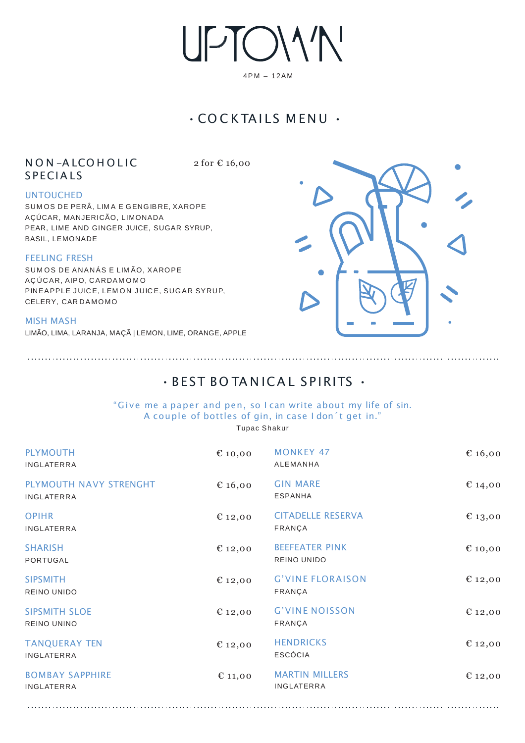# UPTOWN

4PM – 12AM

## · COCKTAILS MENU ·

### NON-ALCOHOLIC SPECIALS

2 for € 16,00

**UNTOUCHED**
SUMOS DE PERÂ, LIMA E GENGIBRE, XAROPE AÇÚCAR, MANJERICÃO, LIMONADA
PEAR, LIME AND GINGER JUICE, SUGAR SYRUP, BASIL, LEMONADE

**FEELING FRESH**
SUMOS DE ANANÁS E LIMÃO, XAROPE AÇÚCAR, AIPO, CARDAMOMO
PINEAPPLE JUICE, LEMON JUICE, SUGAR SYRUP, CELERY, CARDAMOMO

**MISH MASH**
LIMÃO, LIMA, LARANJA, MAÇÃ | LEMON, LIME, ORANGE, APPLE

## · BEST BOTANICAL SPIRITS ·

"Give me a paper and pen, so I can write about my life of sin.
A couple of bottles of gin, in case I don´t get in."
Tupac Shakur

| Spirit | Price | Spirit | Price |
|---|---|---|---|
| PLYMOUTH<br>INGLATERRA | € 10,00 | MONKEY 47<br>ALEMANHA | € 16,00 |
| PLYMOUTH NAVY STRENGHT<br>INGLATERRA | € 16,00 | GIN MARE<br>ESPANHA | € 14,00 |
| OPIHR<br>INGLATERRA | € 12,00 | CITADELLE RESERVA<br>FRANÇA | € 13,00 |
| SHARISH<br>PORTUGAL | € 12,00 | BEEFEATER PINK<br>REINO UNIDO | € 10,00 |
| SIPSMITH<br>REINO UNIDO | € 12,00 | G'VINE FLORAISON<br>FRANÇA | € 12,00 |
| SIPSMITH SLOE<br>REINO UNINO | € 12,00 | G'VINE NOISSON<br>FRANÇA | € 12,00 |
| TANQUERAY TEN<br>INGLATERRA | € 12,00 | HENDRICKS<br>ESCÓCIA | € 12,00 |
| BOMBAY SAPPHIRE<br>INGLATERRA | € 11,00 | MARTIN MILLERS<br>INGLATERRA | € 12,00 |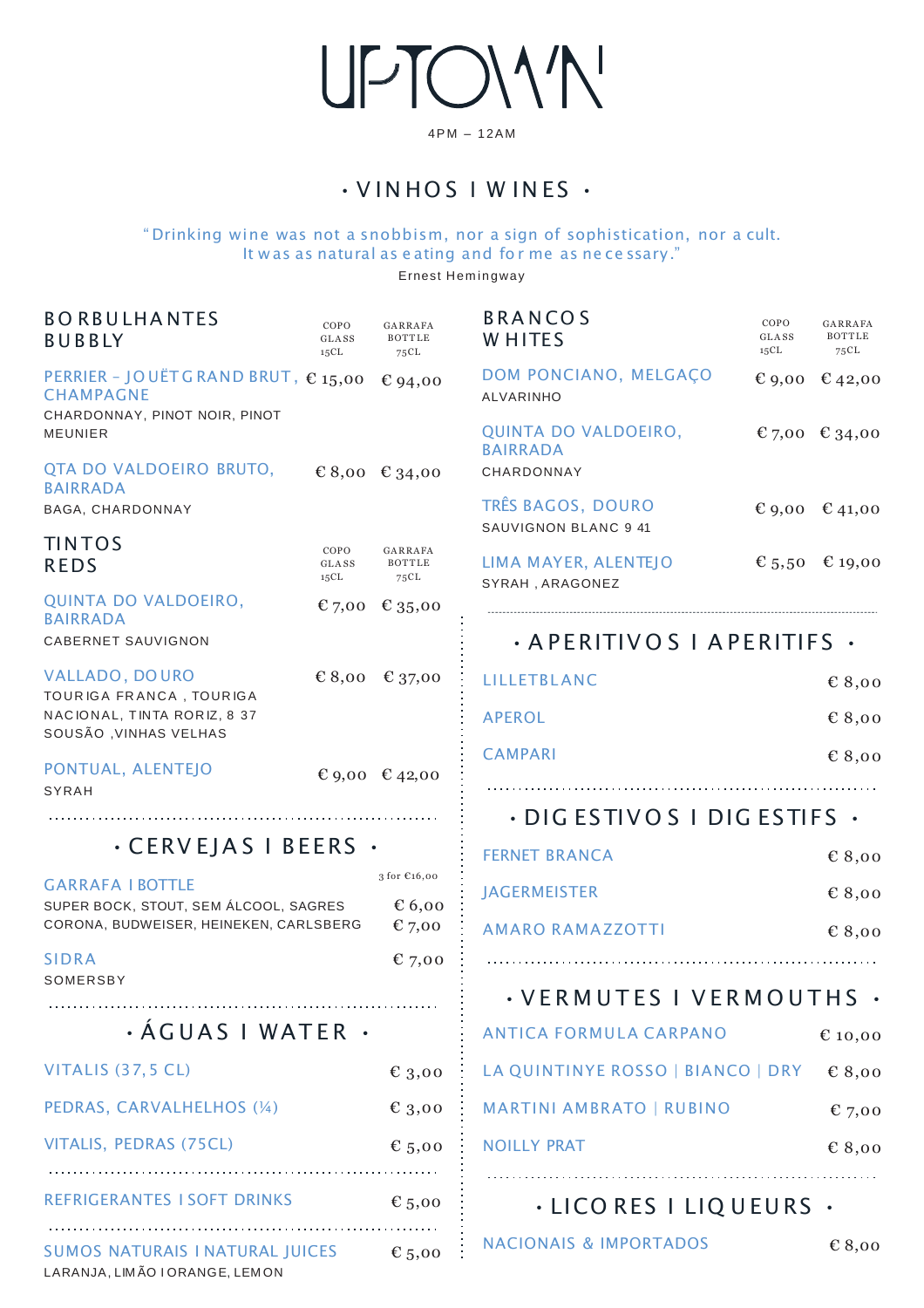# UPTOWN

4PM – 12AM

## · VINHOS I WINES ·

"Drinking wine was not a snobbism, nor a sign of sophistication, nor a cult. It was as natural as eating and for me as necessary."

Ernest Hemingway

### BORBULHANTES BUBBLY

| | COPO GLASS 15CL | GARRAFA BOTTLE 75CL |
|---|---|---|
| PERRIER – JOUËT GRAND BRUT, CHAMPAGNE<br>CHARDONNAY, PINOT NOIR, PINOT MEUNIER | € 15,00 | € 94,00 |
| QTA DO VALDOEIRO BRUTO, BAIRRADA<br>BAGA, CHARDONNAY | € 8,00 | € 34,00 |

### TINTOS REDS

| | COPO GLASS 15CL | GARRAFA BOTTLE 75CL |
|---|---|---|
| QUINTA DO VALDOEIRO, BAIRRADA<br>CABERNET SAUVIGNON | € 7,00 | € 35,00 |
| VALLADO, DOURO<br>TOURIGA FRANCA, TOURIGA NACIONAL, TINTA RORIZ, 8 37 SOUSÃO ,VINHAS VELHAS | € 8,00 | € 37,00 |
| PONTUAL, ALENTEJO<br>SYRAH | € 9,00 | € 42,00 |

## · CERVEJAS I BEERS ·

| GARRAFA I BOTTLE | 3 for €16,00 |
|---|---|
| SUPER BOCK, STOUT, SEM ÁLCOOL, SAGRES | € 6,00 |
| CORONA, BUDWEISER, HEINEKEN, CARLSBERG | € 7,00 |

| | |
|---|---|
| SIDRA<br>SOMERSBY | € 7,00 |

## · ÁGUAS I WATER ·

| | |
|---|---|
| VITALIS (37,5 CL) | € 3,00 |
| PEDRAS, CARVALHELHOS (¼) | € 3,00 |
| VITALIS, PEDRAS (75CL) | € 5,00 |

| | |
|---|---|
| REFRIGERANTES I SOFT DRINKS | € 5,00 |

| | |
|---|---|
| SUMOS NATURAIS I NATURAL JUICES<br>LARANJA, LIMÃO I ORANGE, LEMON | € 5,00 |

### BRANCOS WHITES

| | COPO GLASS 15CL | GARRAFA BOTTLE 75CL |
|---|---|---|
| DOM PONCIANO, MELGAÇO<br>ALVARINHO | € 9,00 | € 42,00 |
| QUINTA DO VALDOEIRO, BAIRRADA<br>CHARDONNAY | € 7,00 | € 34,00 |
| TRÊS BAGOS, DOURO<br>SAUVIGNON BLANC 9 41 | € 9,00 | € 41,00 |
| LIMA MAYER, ALENTEJO<br>SYRAH , ARAGONEZ | € 5,50 | € 19,00 |

## · APERITIVOS I APERITIFS ·

| | |
|---|---|
| LILLETBLANC | € 8,00 |
| APEROL | € 8,00 |
| CAMPARI | € 8,00 |

## · DIGESTIVOS I DIGESTIFS ·

| | |
|---|---|
| FERNET BRANCA | € 8,00 |
| JAGERMEISTER | € 8,00 |
| AMARO RAMAZZOTTI | € 8,00 |

## · VERMUTES I VERMOUTHS ·

| | |
|---|---|
| ANTICA FORMULA CARPANO | € 10,00 |
| LA QUINTINYE ROSSO \| BIANCO \| DRY | € 8,00 |
| MARTINI AMBRATO \| RUBINO | € 7,00 |
| NOILLY PRAT | € 8,00 |

## · LICORES I LIQUEURS ·

| | |
|---|---|
| NACIONAIS & IMPORTADOS | € 8,00 |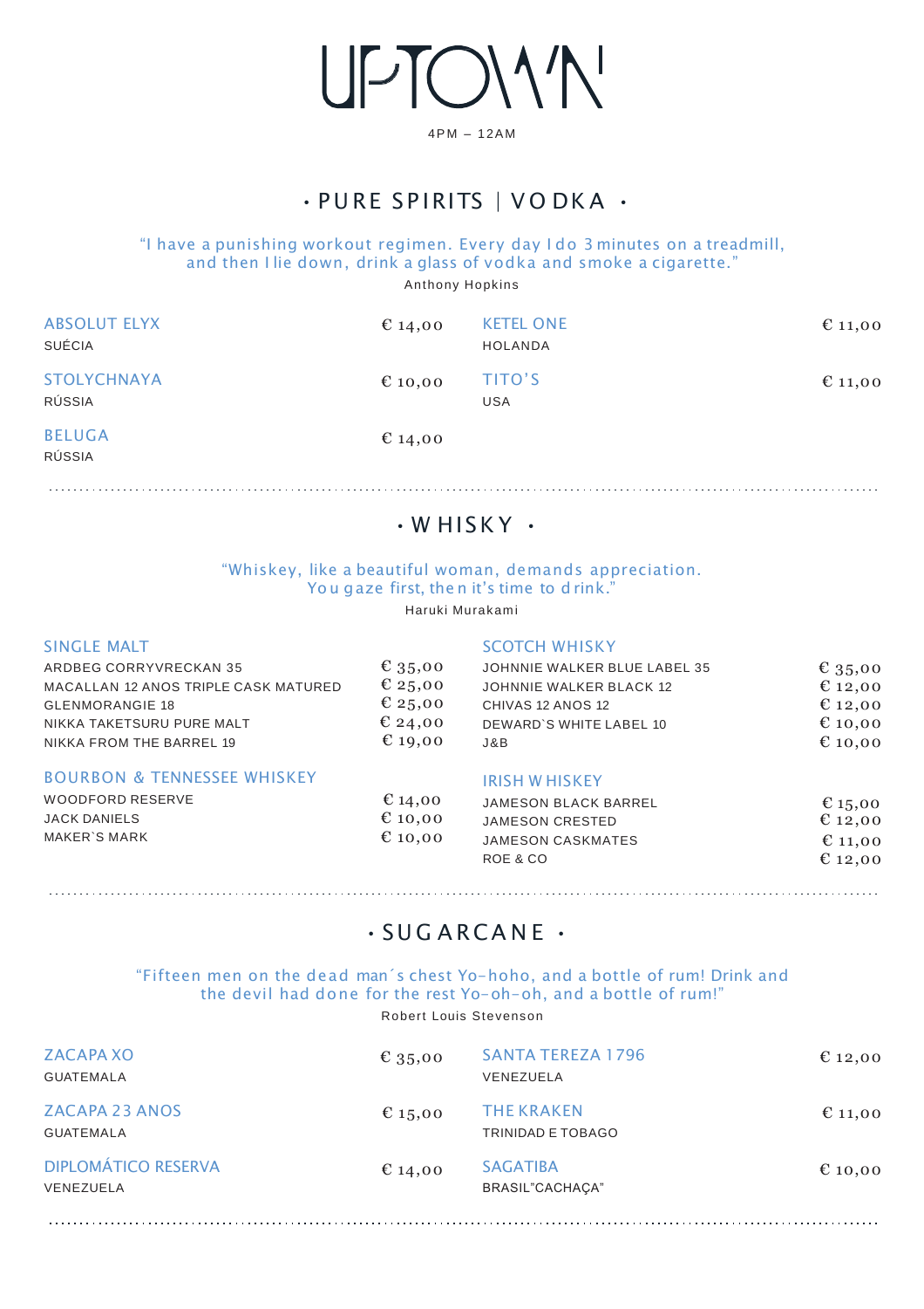# UPTOWN

4PM – 12AM

## • PURE SPIRITS | VODKA •

"I have a punishing workout regimen. Every day I do 3 minutes on a treadmill, and then I lie down, drink a glass of vodka and smoke a cigarette."

Anthony Hopkins

**ABSOLUT ELYX** — € 14,00
SUÉCIA

**STOLYCHNAYA** — € 10,00
RÚSSIA

**BELUGA** — € 14,00
RÚSSIA

**KETEL ONE** — € 11,00
HOLANDA

**TITO'S** — € 11,00
USA

## • WHISKY •

"Whiskey, like a beautiful woman, demands appreciation. You gaze first, then it's time to drink."

Haruki Murakami

### SINGLE MALT

| | |
|---|---|
| ARDBEG CORRYVRECKAN 35 | € 35,00 |
| MACALLAN 12 ANOS TRIPLE CASK MATURED | € 25,00 |
| GLENMORANGIE 18 | € 25,00 |
| NIKKA TAKETSURU PURE MALT | € 24,00 |
| NIKKA FROM THE BARREL 19 | € 19,00 |

### BOURBON & TENNESSEE WHISKEY

| | |
|---|---|
| WOODFORD RESERVE | € 14,00 |
| JACK DANIELS | € 10,00 |
| MAKER`S MARK | € 10,00 |

### SCOTCH WHISKY

| | |
|---|---|
| JOHNNIE WALKER BLUE LABEL 35 | € 35,00 |
| JOHNNIE WALKER BLACK 12 | € 12,00 |
| CHIVAS 12 ANOS | € 12,00 |
| DEWARD`S WHITE LABEL 10 | € 10,00 |
| J&B | € 10,00 |

### IRISH WHISKEY

| | |
|---|---|
| JAMESON BLACK BARREL | € 15,00 |
| JAMESON CRESTED | € 12,00 |
| JAMESON CASKMATES | € 11,00 |
| ROE & CO | € 12,00 |

## • SUGARCANE •

"Fifteen men on the dead man´s chest Yo-hoho, and a bottle of rum! Drink and the devil had done for the rest Yo-oh-oh, and a bottle of rum!"

Robert Louis Stevenson

**ZACAPA XO** — € 35,00
GUATEMALA

**ZACAPA 23 ANOS** — € 15,00
GUATEMALA

**DIPLOMÁTICO RESERVA** — € 14,00
VENEZUELA

**SANTA TEREZA 1796** — € 12,00
VENEZUELA

**THE KRAKEN** — € 11,00
TRINIDAD E TOBAGO

**SAGATIBA** — € 10,00
BRASIL"CACHAÇA"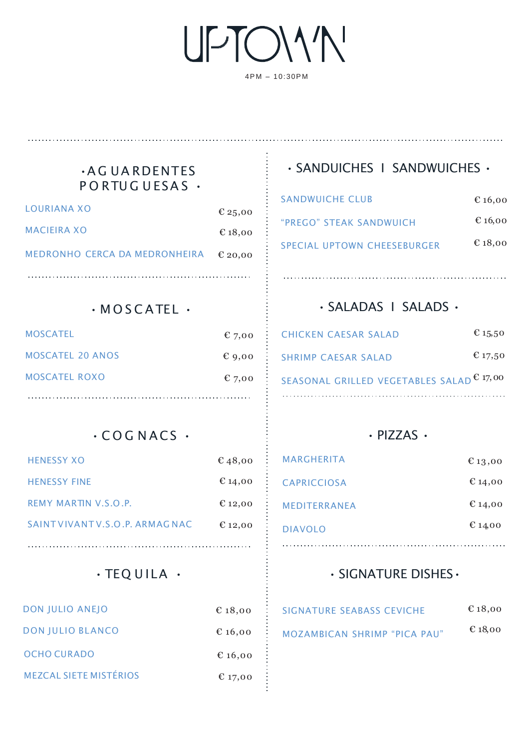# UPTOWN

4PM – 10:30PM

## • AGUARDENTES PORTUGUESAS •

| | |
|---|---|
| LOURIANA XO | € 25,00 |
| MACIEIRA XO | € 18,00 |
| MEDRONHO CERCA DA MEDRONHEIRA | € 20,00 |

## • MOSCATEL •

| | |
|---|---|
| MOSCATEL | € 7,00 |
| MOSCATEL 20 ANOS | € 9,00 |
| MOSCATEL ROXO | € 7,00 |

## • COGNACS •

| | |
|---|---|
| HENESSY XO | € 48,00 |
| HENESSY FINE | € 14,00 |
| REMY MARTIN V.S.O.P. | € 12,00 |
| SAINT VIVANT V.S.O.P. ARMAGNAC | € 12,00 |

## • TEQUILA •

| | |
|---|---|
| DON JULIO ANEJO | € 18,00 |
| DON JULIO BLANCO | € 16,00 |
| OCHO CURADO | € 16,00 |
| MEZCAL SIETE MISTÉRIOS | € 17,00 |

## • SANDUICHES I SANDWUICHES •

| | |
|---|---|
| SANDWUICHE CLUB | € 16,00 |
| "PREGO" STEAK SANDWUICH | € 16,00 |
| SPECIAL UPTOWN CHEESEBURGER | € 18,00 |

## • SALADAS I SALADS •

| | |
|---|---|
| CHICKEN CAESAR SALAD | € 15,50 |
| SHRIMP CAESAR SALAD | € 17,50 |
| SEASONAL GRILLED VEGETABLES SALAD | € 17,00 |

## • PIZZAS •

| | |
|---|---|
| MARGHERITA | € 13,00 |
| CAPRICCIOSA | € 14,00 |
| MEDITERRANEA | € 14,00 |
| DIAVOLO | € 14,00 |

## • SIGNATURE DISHES •

| | |
|---|---|
| SIGNATURE SEABASS CEVICHE | € 18,00 |
| MOZAMBICAN SHRIMP "PICA PAU" | € 18,00 |